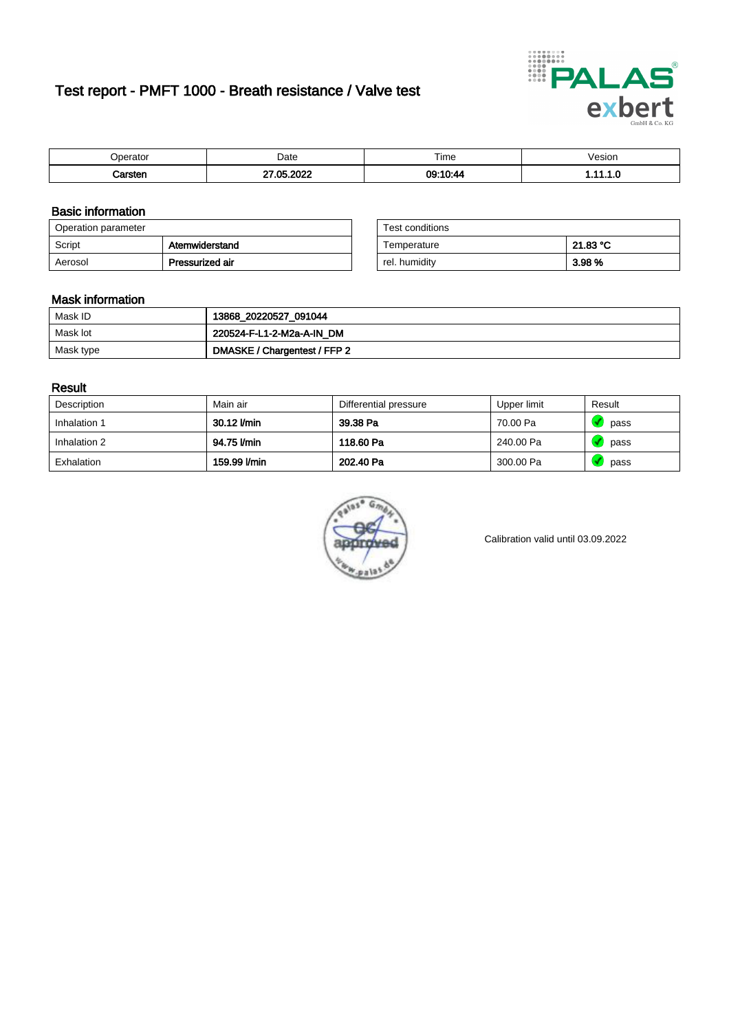# Test report - PMFT 1000 - Breath resistance / Valve test

| Operator | Date | Time | Vesion |
|---|---|---|---|
| **Carsten** | **27.05.2022** | **09:10:44** | **1.11.1.0** |

## Basic information

| Operation parameter | |
|---|---|
| Script | **Atemwiderstand** |
| Aerosol | **Pressurized air** |

| Test conditions | |
|---|---|
| Temperature | **21.83 °C** |
| rel. humidity | **3.98 %** |

## Mask information

| | |
|---|---|
| Mask ID | **13868_20220527_091044** |
| Mask lot | **220524-F-L1-2-M2a-A-IN_DM** |
| Mask type | **DMASKE / Chargentest / FFP 2** |

## Result

| Description | Main air | Differential pressure | Upper limit | Result |
|---|---|---|---|---|
| Inhalation 1 | **30.12 l/min** | **39.38 Pa** | 70.00 Pa | pass |
| Inhalation 2 | **94.75 l/min** | **118.60 Pa** | 240.00 Pa | pass |
| Exhalation | **159.99 l/min** | **202.40 Pa** | 300.00 Pa | pass |

Calibration valid until 03.09.2022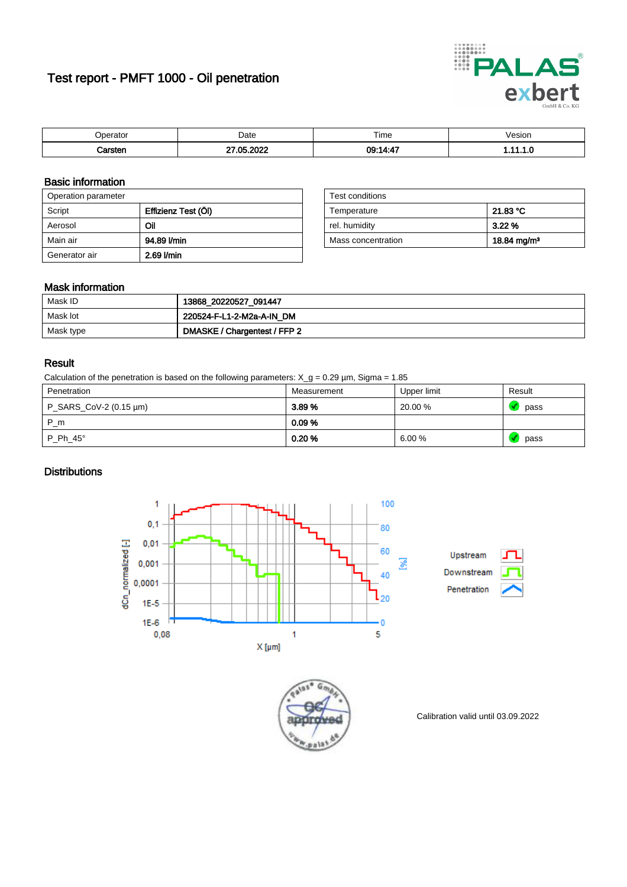# Test report - PMFT 1000 - Oil penetration

PALAS exbert GmbH & Co. KG

| Operator | Date | Time | Vesion |
|---|---|---|---|
| **Carsten** | **27.05.2022** | **09:14:47** | **1.11.1.0** |

## Basic information

| Operation parameter | |
|---|---|
| Script | **Effizienz Test (Öl)** |
| Aerosol | **Oil** |
| Main air | **94.89 l/min** |
| Generator air | **2.69 l/min** |

| Test conditions | |
|---|---|
| Temperature | **21.83 °C** |
| rel. humidity | **3.22 %** |
| Mass concentration | **18.84 mg/m³** |

## Mask information

| | |
|---|---|
| Mask ID | **13868_20220527_091447** |
| Mask lot | **220524-F-L1-2-M2a-A-IN_DM** |
| Mask type | **DMASKE / Chargentest / FFP 2** |

## Result

Calculation of the penetration is based on the following parameters: X_g = 0.29 µm, Sigma = 1.85

| Penetration | Measurement | Upper limit | Result |
|---|---|---|---|
| P_SARS_CoV-2 (0.15 µm) | **3.89 %** | 20.00 % | pass |
| P_m | **0.09 %** | | |
| P_Ph_45° | **0.20 %** | 6.00 % | pass |

## Distributions

dCn_normalized [-]

1
0,1
0,01
0,001
0,0001
1E-5
1E-6
0,08
1
5

X [µm]

[%]

100
80
60
40
20
0

Upstream
Downstream
Penetration

QC approved
Palas® GmbH
www.palas.de

Calibration valid until 03.09.2022